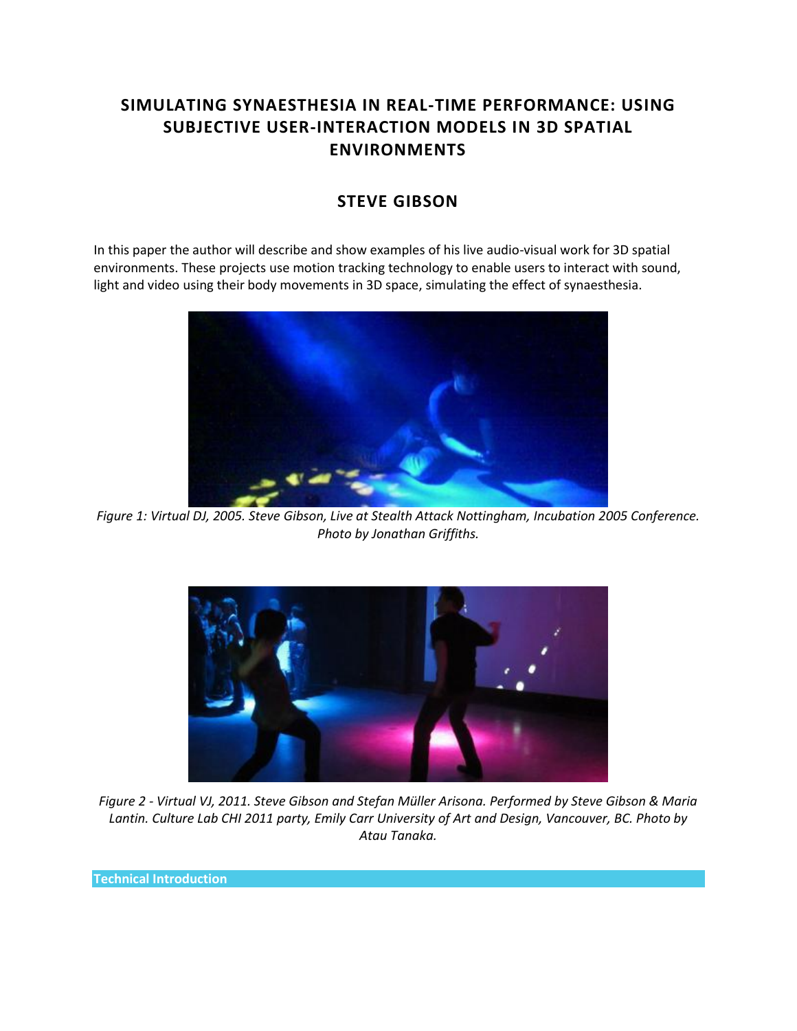# SIMULATING SYNAESTHESIA IN REAL-TIME PERFORMANCE: USING SUBJECTIVE USER-INTERACTION MODELS IN 3D SPATIAL ENVIRONMENTS

## STEVE GIBSON

In this paper the author will describe and show examples of his live audio-visual work for 3D spatial environments. These projects use motion tracking technology to enable users to interact with sound, light and video using their body movements in 3D space, simulating the effect of synaesthesia.

*Figure 1: Virtual DJ, 2005. Steve Gibson, Live at Stealth Attack Nottingham, Incubation 2005 Conference. Photo by Jonathan Griffiths.*

*Figure 2 - Virtual VJ, 2011. Steve Gibson and Stefan Müller Arisona. Performed by Steve Gibson & Maria Lantin. Culture Lab CHI 2011 party, Emily Carr University of Art and Design, Vancouver, BC. Photo by Atau Tanaka.*

### Technical Introduction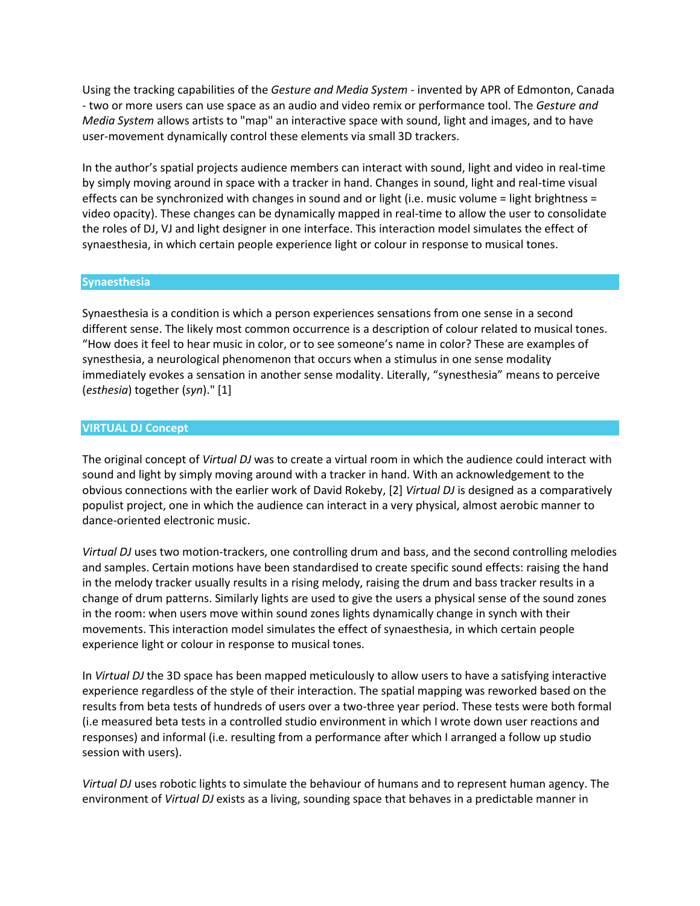Using the tracking capabilities of the *Gesture and Media System* - invented by APR of Edmonton, Canada - two or more users can use space as an audio and video remix or performance tool. The *Gesture and Media System* allows artists to "map" an interactive space with sound, light and images, and to have user-movement dynamically control these elements via small 3D trackers.

In the author's spatial projects audience members can interact with sound, light and video in real-time by simply moving around in space with a tracker in hand. Changes in sound, light and real-time visual effects can be synchronized with changes in sound and or light (i.e. music volume = light brightness = video opacity). These changes can be dynamically mapped in real-time to allow the user to consolidate the roles of DJ, VJ and light designer in one interface. This interaction model simulates the effect of synaesthesia, in which certain people experience light or colour in response to musical tones.

## Synaesthesia

Synaesthesia is a condition is which a person experiences sensations from one sense in a second different sense. The likely most common occurrence is a description of colour related to musical tones. "How does it feel to hear music in color, or to see someone's name in color? These are examples of synesthesia, a neurological phenomenon that occurs when a stimulus in one sense modality immediately evokes a sensation in another sense modality. Literally, "synesthesia" means to perceive (*esthesia*) together (*syn*)." [1]

## VIRTUAL DJ Concept

The original concept of *Virtual DJ* was to create a virtual room in which the audience could interact with sound and light by simply moving around with a tracker in hand. With an acknowledgement to the obvious connections with the earlier work of David Rokeby, [2] *Virtual DJ* is designed as a comparatively populist project, one in which the audience can interact in a very physical, almost aerobic manner to dance-oriented electronic music.

*Virtual DJ* uses two motion-trackers, one controlling drum and bass, and the second controlling melodies and samples. Certain motions have been standardised to create specific sound effects: raising the hand in the melody tracker usually results in a rising melody, raising the drum and bass tracker results in a change of drum patterns. Similarly lights are used to give the users a physical sense of the sound zones in the room: when users move within sound zones lights dynamically change in synch with their movements. This interaction model simulates the effect of synaesthesia, in which certain people experience light or colour in response to musical tones.

In *Virtual DJ* the 3D space has been mapped meticulously to allow users to have a satisfying interactive experience regardless of the style of their interaction. The spatial mapping was reworked based on the results from beta tests of hundreds of users over a two-three year period. These tests were both formal (i.e measured beta tests in a controlled studio environment in which I wrote down user reactions and responses) and informal (i.e. resulting from a performance after which I arranged a follow up studio session with users).

*Virtual DJ* uses robotic lights to simulate the behaviour of humans and to represent human agency. The environment of *Virtual DJ* exists as a living, sounding space that behaves in a predictable manner in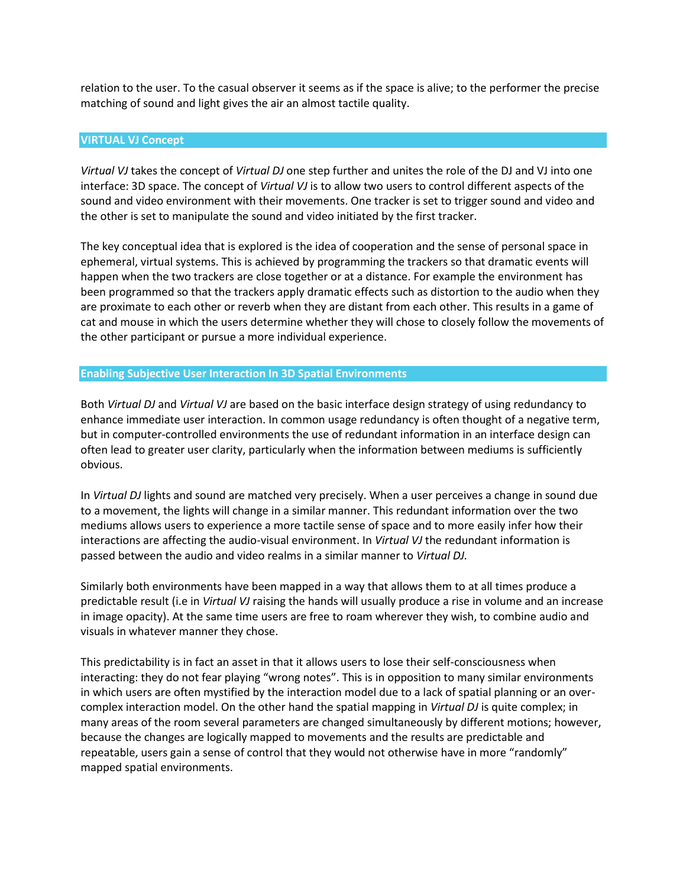relation to the user. To the casual observer it seems as if the space is alive; to the performer the precise matching of sound and light gives the air an almost tactile quality.

## VIRTUAL VJ Concept

*Virtual VJ* takes the concept of *Virtual DJ* one step further and unites the role of the DJ and VJ into one interface: 3D space. The concept of *Virtual VJ* is to allow two users to control different aspects of the sound and video environment with their movements. One tracker is set to trigger sound and video and the other is set to manipulate the sound and video initiated by the first tracker.

The key conceptual idea that is explored is the idea of cooperation and the sense of personal space in ephemeral, virtual systems. This is achieved by programming the trackers so that dramatic events will happen when the two trackers are close together or at a distance. For example the environment has been programmed so that the trackers apply dramatic effects such as distortion to the audio when they are proximate to each other or reverb when they are distant from each other. This results in a game of cat and mouse in which the users determine whether they will chose to closely follow the movements of the other participant or pursue a more individual experience.

## Enabling Subjective User Interaction In 3D Spatial Environments

Both *Virtual DJ* and *Virtual VJ* are based on the basic interface design strategy of using redundancy to enhance immediate user interaction. In common usage redundancy is often thought of a negative term, but in computer-controlled environments the use of redundant information in an interface design can often lead to greater user clarity, particularly when the information between mediums is sufficiently obvious.

In *Virtual DJ* lights and sound are matched very precisely. When a user perceives a change in sound due to a movement, the lights will change in a similar manner. This redundant information over the two mediums allows users to experience a more tactile sense of space and to more easily infer how their interactions are affecting the audio-visual environment. In *Virtual VJ* the redundant information is passed between the audio and video realms in a similar manner to *Virtual DJ.*

Similarly both environments have been mapped in a way that allows them to at all times produce a predictable result (i.e in *Virtual VJ* raising the hands will usually produce a rise in volume and an increase in image opacity). At the same time users are free to roam wherever they wish, to combine audio and visuals in whatever manner they chose.

This predictability is in fact an asset in that it allows users to lose their self-consciousness when interacting: they do not fear playing "wrong notes". This is in opposition to many similar environments in which users are often mystified by the interaction model due to a lack of spatial planning or an over-complex interaction model. On the other hand the spatial mapping in *Virtual DJ* is quite complex; in many areas of the room several parameters are changed simultaneously by different motions; however, because the changes are logically mapped to movements and the results are predictable and repeatable, users gain a sense of control that they would not otherwise have in more "randomly" mapped spatial environments.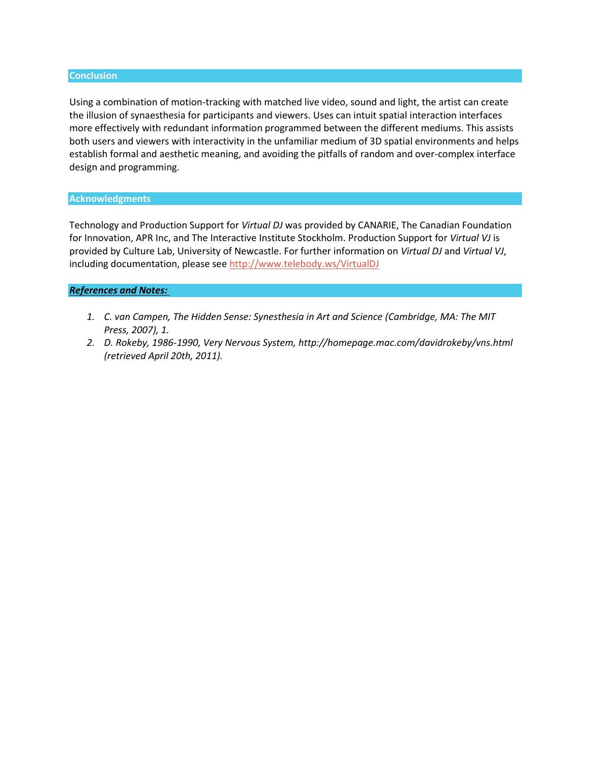## Conclusion

Using a combination of motion-tracking with matched live video, sound and light, the artist can create the illusion of synaesthesia for participants and viewers. Uses can intuit spatial interaction interfaces more effectively with redundant information programmed between the different mediums. This assists both users and viewers with interactivity in the unfamiliar medium of 3D spatial environments and helps establish formal and aesthetic meaning, and avoiding the pitfalls of random and over-complex interface design and programming.

## Acknowledgments

Technology and Production Support for *Virtual DJ* was provided by CANARIE, The Canadian Foundation for Innovation, APR Inc, and The Interactive Institute Stockholm. Production Support for *Virtual VJ* is provided by Culture Lab, University of Newcastle. For further information on *Virtual DJ* and *Virtual VJ*, including documentation, please see http://www.telebody.ws/VirtualDJ

## ***References and Notes:***

1. *C. van Campen, The Hidden Sense: Synesthesia in Art and Science (Cambridge, MA: The MIT Press, 2007), 1.*
2. *D. Rokeby, 1986-1990, Very Nervous System, http://homepage.mac.com/davidrokeby/vns.html (retrieved April 20th, 2011).*